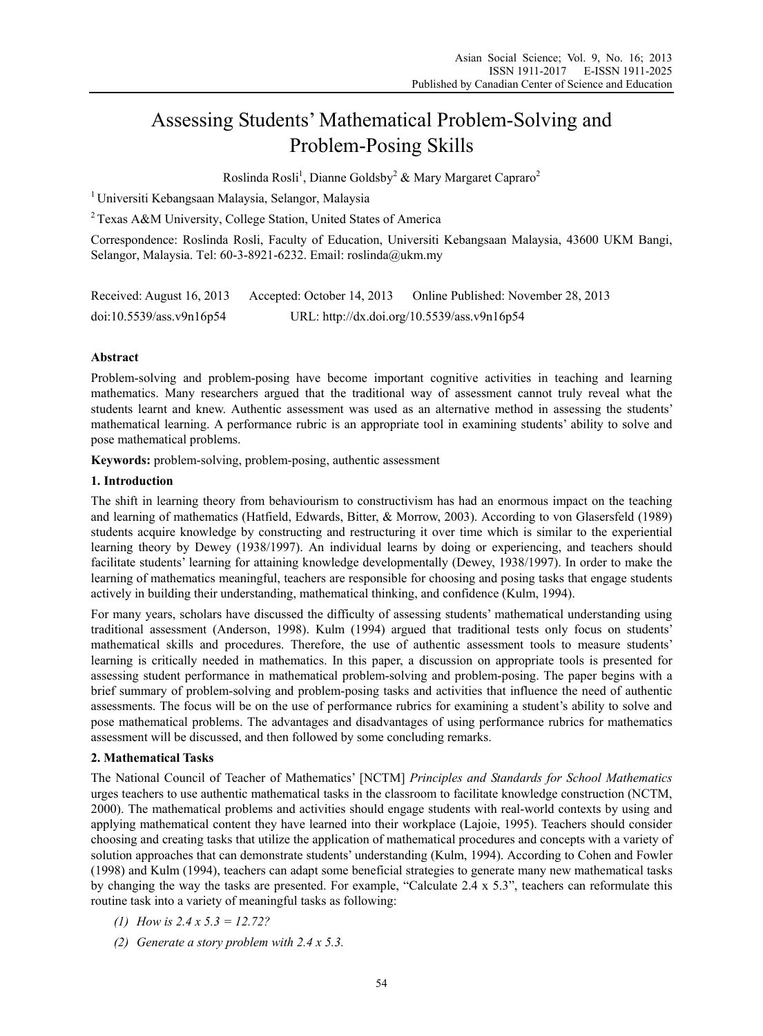# Assessing Students' Mathematical Problem-Solving and Problem-Posing Skills

Roslinda Rosli[1], Dianne Goldsby[2] & Mary Margaret Capraro[2]

[1] Universiti Kebangsaan Malaysia, Selangor, Malaysia

[2] Texas A&M University, College Station, United States of America

Correspondence: Roslinda Rosli, Faculty of Education, Universiti Kebangsaan Malaysia, 43600 UKM Bangi, Selangor, Malaysia. Tel: 60-3-8921-6232. Email: roslinda@ukm.my

Received: August 16, 2013 Accepted: October 14, 2013 Online Published: November 28, 2013

doi:10.5539/ass.v9n16p54 URL: http://dx.doi.org/10.5539/ass.v9n16p54

## Abstract

Problem-solving and problem-posing have become important cognitive activities in teaching and learning mathematics. Many researchers argued that the traditional way of assessment cannot truly reveal what the students learnt and knew. Authentic assessment was used as an alternative method in assessing the students' mathematical learning. A performance rubric is an appropriate tool in examining students' ability to solve and pose mathematical problems.

**Keywords:** problem-solving, problem-posing, authentic assessment

## 1. Introduction

The shift in learning theory from behaviourism to constructivism has had an enormous impact on the teaching and learning of mathematics (Hatfield, Edwards, Bitter, & Morrow, 2003). According to von Glasersfeld (1989) students acquire knowledge by constructing and restructuring it over time which is similar to the experiential learning theory by Dewey (1938/1997). An individual learns by doing or experiencing, and teachers should facilitate students' learning for attaining knowledge developmentally (Dewey, 1938/1997). In order to make the learning of mathematics meaningful, teachers are responsible for choosing and posing tasks that engage students actively in building their understanding, mathematical thinking, and confidence (Kulm, 1994).

For many years, scholars have discussed the difficulty of assessing students' mathematical understanding using traditional assessment (Anderson, 1998). Kulm (1994) argued that traditional tests only focus on students' mathematical skills and procedures. Therefore, the use of authentic assessment tools to measure students' learning is critically needed in mathematics. In this paper, a discussion on appropriate tools is presented for assessing student performance in mathematical problem-solving and problem-posing. The paper begins with a brief summary of problem-solving and problem-posing tasks and activities that influence the need of authentic assessments. The focus will be on the use of performance rubrics for examining a student's ability to solve and pose mathematical problems. The advantages and disadvantages of using performance rubrics for mathematics assessment will be discussed, and then followed by some concluding remarks.

## 2. Mathematical Tasks

The National Council of Teacher of Mathematics' [NCTM] *Principles and Standards for School Mathematics* urges teachers to use authentic mathematical tasks in the classroom to facilitate knowledge construction (NCTM, 2000). The mathematical problems and activities should engage students with real-world contexts by using and applying mathematical content they have learned into their workplace (Lajoie, 1995). Teachers should consider choosing and creating tasks that utilize the application of mathematical procedures and concepts with a variety of solution approaches that can demonstrate students' understanding (Kulm, 1994). According to Cohen and Fowler (1998) and Kulm (1994), teachers can adapt some beneficial strategies to generate many new mathematical tasks by changing the way the tasks are presented. For example, "Calculate 2.4 x 5.3", teachers can reformulate this routine task into a variety of meaningful tasks as following:

(1) *How is 2.4 x 5.3 = 12.72?*

(2) *Generate a story problem with 2.4 x 5.3.*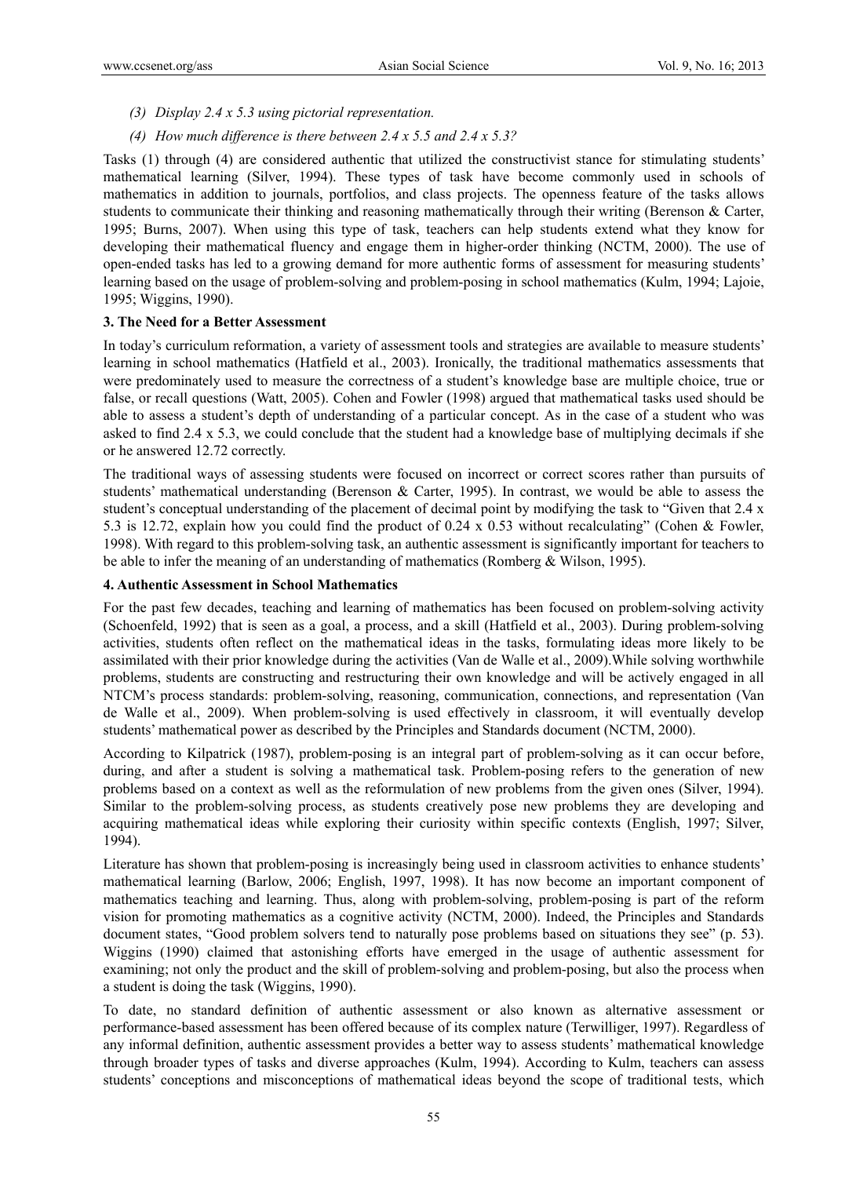*(3) Display 2.4 x 5.3 using pictorial representation.*

*(4) How much difference is there between 2.4 x 5.5 and 2.4 x 5.3?*

Tasks (1) through (4) are considered authentic that utilized the constructivist stance for stimulating students' mathematical learning (Silver, 1994). These types of task have become commonly used in schools of mathematics in addition to journals, portfolios, and class projects. The openness feature of the tasks allows students to communicate their thinking and reasoning mathematically through their writing (Berenson & Carter, 1995; Burns, 2007). When using this type of task, teachers can help students extend what they know for developing their mathematical fluency and engage them in higher-order thinking (NCTM, 2000). The use of open-ended tasks has led to a growing demand for more authentic forms of assessment for measuring students' learning based on the usage of problem-solving and problem-posing in school mathematics (Kulm, 1994; Lajoie, 1995; Wiggins, 1990).

**3. The Need for a Better Assessment**

In today's curriculum reformation, a variety of assessment tools and strategies are available to measure students' learning in school mathematics (Hatfield et al., 2003). Ironically, the traditional mathematics assessments that were predominately used to measure the correctness of a student's knowledge base are multiple choice, true or false, or recall questions (Watt, 2005). Cohen and Fowler (1998) argued that mathematical tasks used should be able to assess a student's depth of understanding of a particular concept. As in the case of a student who was asked to find 2.4 x 5.3, we could conclude that the student had a knowledge base of multiplying decimals if she or he answered 12.72 correctly.

The traditional ways of assessing students were focused on incorrect or correct scores rather than pursuits of students' mathematical understanding (Berenson & Carter, 1995). In contrast, we would be able to assess the student's conceptual understanding of the placement of decimal point by modifying the task to "Given that 2.4 x 5.3 is 12.72, explain how you could find the product of 0.24 x 0.53 without recalculating" (Cohen & Fowler, 1998). With regard to this problem-solving task, an authentic assessment is significantly important for teachers to be able to infer the meaning of an understanding of mathematics (Romberg & Wilson, 1995).

**4. Authentic Assessment in School Mathematics**

For the past few decades, teaching and learning of mathematics has been focused on problem-solving activity (Schoenfeld, 1992) that is seen as a goal, a process, and a skill (Hatfield et al., 2003). During problem-solving activities, students often reflect on the mathematical ideas in the tasks, formulating ideas more likely to be assimilated with their prior knowledge during the activities (Van de Walle et al., 2009).While solving worthwhile problems, students are constructing and restructuring their own knowledge and will be actively engaged in all NTCM's process standards: problem-solving, reasoning, communication, connections, and representation (Van de Walle et al., 2009). When problem-solving is used effectively in classroom, it will eventually develop students' mathematical power as described by the Principles and Standards document (NCTM, 2000).

According to Kilpatrick (1987), problem-posing is an integral part of problem-solving as it can occur before, during, and after a student is solving a mathematical task. Problem-posing refers to the generation of new problems based on a context as well as the reformulation of new problems from the given ones (Silver, 1994). Similar to the problem-solving process, as students creatively pose new problems they are developing and acquiring mathematical ideas while exploring their curiosity within specific contexts (English, 1997; Silver, 1994).

Literature has shown that problem-posing is increasingly being used in classroom activities to enhance students' mathematical learning (Barlow, 2006; English, 1997, 1998). It has now become an important component of mathematics teaching and learning. Thus, along with problem-solving, problem-posing is part of the reform vision for promoting mathematics as a cognitive activity (NCTM, 2000). Indeed, the Principles and Standards document states, "Good problem solvers tend to naturally pose problems based on situations they see" (p. 53). Wiggins (1990) claimed that astonishing efforts have emerged in the usage of authentic assessment for examining; not only the product and the skill of problem-solving and problem-posing, but also the process when a student is doing the task (Wiggins, 1990).

To date, no standard definition of authentic assessment or also known as alternative assessment or performance-based assessment has been offered because of its complex nature (Terwilliger, 1997). Regardless of any informal definition, authentic assessment provides a better way to assess students' mathematical knowledge through broader types of tasks and diverse approaches (Kulm, 1994). According to Kulm, teachers can assess students' conceptions and misconceptions of mathematical ideas beyond the scope of traditional tests, which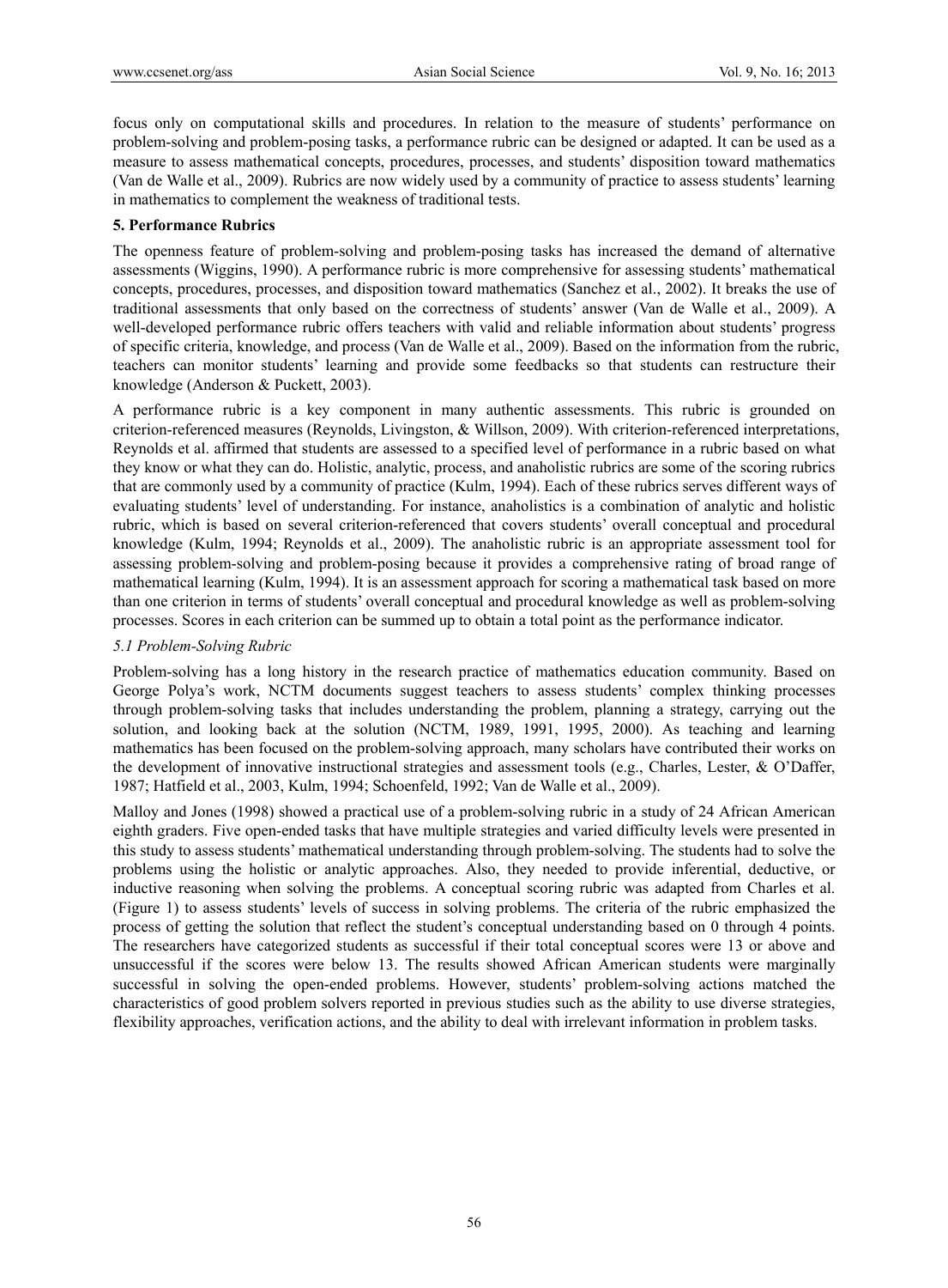focus only on computational skills and procedures. In relation to the measure of students' performance on problem-solving and problem-posing tasks, a performance rubric can be designed or adapted. It can be used as a measure to assess mathematical concepts, procedures, processes, and students' disposition toward mathematics (Van de Walle et al., 2009). Rubrics are now widely used by a community of practice to assess students' learning in mathematics to complement the weakness of traditional tests.

## 5. Performance Rubrics

The openness feature of problem-solving and problem-posing tasks has increased the demand of alternative assessments (Wiggins, 1990). A performance rubric is more comprehensive for assessing students' mathematical concepts, procedures, processes, and disposition toward mathematics (Sanchez et al., 2002). It breaks the use of traditional assessments that only based on the correctness of students' answer (Van de Walle et al., 2009). A well-developed performance rubric offers teachers with valid and reliable information about students' progress of specific criteria, knowledge, and process (Van de Walle et al., 2009). Based on the information from the rubric, teachers can monitor students' learning and provide some feedbacks so that students can restructure their knowledge (Anderson & Puckett, 2003).

A performance rubric is a key component in many authentic assessments. This rubric is grounded on criterion-referenced measures (Reynolds, Livingston, & Willson, 2009). With criterion-referenced interpretations, Reynolds et al. affirmed that students are assessed to a specified level of performance in a rubric based on what they know or what they can do. Holistic, analytic, process, and anaholistic rubrics are some of the scoring rubrics that are commonly used by a community of practice (Kulm, 1994). Each of these rubrics serves different ways of evaluating students' level of understanding. For instance, anaholistics is a combination of analytic and holistic rubric, which is based on several criterion-referenced that covers students' overall conceptual and procedural knowledge (Kulm, 1994; Reynolds et al., 2009). The anaholistic rubric is an appropriate assessment tool for assessing problem-solving and problem-posing because it provides a comprehensive rating of broad range of mathematical learning (Kulm, 1994). It is an assessment approach for scoring a mathematical task based on more than one criterion in terms of students' overall conceptual and procedural knowledge as well as problem-solving processes. Scores in each criterion can be summed up to obtain a total point as the performance indicator.

### *5.1 Problem-Solving Rubric*

Problem-solving has a long history in the research practice of mathematics education community. Based on George Polya's work, NCTM documents suggest teachers to assess students' complex thinking processes through problem-solving tasks that includes understanding the problem, planning a strategy, carrying out the solution, and looking back at the solution (NCTM, 1989, 1991, 1995, 2000). As teaching and learning mathematics has been focused on the problem-solving approach, many scholars have contributed their works on the development of innovative instructional strategies and assessment tools (e.g., Charles, Lester, & O'Daffer, 1987; Hatfield et al., 2003, Kulm, 1994; Schoenfeld, 1992; Van de Walle et al., 2009).

Malloy and Jones (1998) showed a practical use of a problem-solving rubric in a study of 24 African American eighth graders. Five open-ended tasks that have multiple strategies and varied difficulty levels were presented in this study to assess students' mathematical understanding through problem-solving. The students had to solve the problems using the holistic or analytic approaches. Also, they needed to provide inferential, deductive, or inductive reasoning when solving the problems. A conceptual scoring rubric was adapted from Charles et al. (Figure 1) to assess students' levels of success in solving problems. The criteria of the rubric emphasized the process of getting the solution that reflect the student's conceptual understanding based on 0 through 4 points. The researchers have categorized students as successful if their total conceptual scores were 13 or above and unsuccessful if the scores were below 13. The results showed African American students were marginally successful in solving the open-ended problems. However, students' problem-solving actions matched the characteristics of good problem solvers reported in previous studies such as the ability to use diverse strategies, flexibility approaches, verification actions, and the ability to deal with irrelevant information in problem tasks.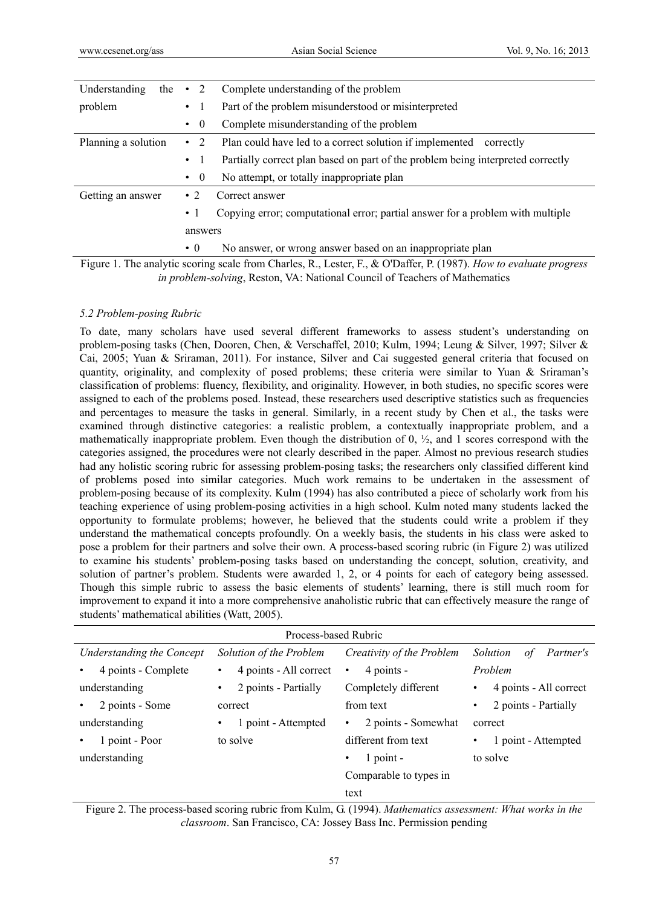| | | |
|---|---|---|
| Understanding the problem | • 2 | Complete understanding of the problem |
| | • 1 | Part of the problem misunderstood or misinterpreted |
| | • 0 | Complete misunderstanding of the problem |
| Planning a solution | • 2 | Plan could have led to a correct solution if implemented correctly |
| | • 1 | Partially correct plan based on part of the problem being interpreted correctly |
| | • 0 | No attempt, or totally inappropriate plan |
| Getting an answer | • 2 | Correct answer |
| | • 1 | Copying error; computational error; partial answer for a problem with multiple answers |
| | • 0 | No answer, or wrong answer based on an inappropriate plan |

Figure 1. The analytic scoring scale from Charles, R., Lester, F., & O'Daffer, P. (1987). *How to evaluate progress in problem-solving*, Reston, VA: National Council of Teachers of Mathematics

### *5.2 Problem-posing Rubric*

To date, many scholars have used several different frameworks to assess student's understanding on problem-posing tasks (Chen, Dooren, Chen, & Verschaffel, 2010; Kulm, 1994; Leung & Silver, 1997; Silver & Cai, 2005; Yuan & Sriraman, 2011). For instance, Silver and Cai suggested general criteria that focused on quantity, originality, and complexity of posed problems; these criteria were similar to Yuan & Sriraman's classification of problems: fluency, flexibility, and originality. However, in both studies, no specific scores were assigned to each of the problems posed. Instead, these researchers used descriptive statistics such as frequencies and percentages to measure the tasks in general. Similarly, in a recent study by Chen et al., the tasks were examined through distinctive categories: a realistic problem, a contextually inappropriate problem, and a mathematically inappropriate problem. Even though the distribution of 0, ½, and 1 scores correspond with the categories assigned, the procedures were not clearly described in the paper. Almost no previous research studies had any holistic scoring rubric for assessing problem-posing tasks; the researchers only classified different kind of problems posed into similar categories. Much work remains to be undertaken in the assessment of problem-posing because of its complexity. Kulm (1994) has also contributed a piece of scholarly work from his teaching experience of using problem-posing activities in a high school. Kulm noted many students lacked the opportunity to formulate problems; however, he believed that the students could write a problem if they understand the mathematical concepts profoundly. On a weekly basis, the students in his class were asked to pose a problem for their partners and solve their own. A process-based scoring rubric (in Figure 2) was utilized to examine his students' problem-posing tasks based on understanding the concept, solution, creativity, and solution of partner's problem. Students were awarded 1, 2, or 4 points for each of category being assessed. Though this simple rubric to assess the basic elements of students' learning, there is still much room for improvement to expand it into a more comprehensive anaholistic rubric that can effectively measure the range of students' mathematical abilities (Watt, 2005).

| Process-based Rubric | | | |
|---|---|---|---|
| *Understanding the Concept* | *Solution of the Problem* | *Creativity of the Problem* | *Solution of Partner's Problem* |
| • 4 points - Complete understanding<br>• 2 points - Some understanding<br>• 1 point - Poor understanding | • 4 points - All correct<br>• 2 points - Partially correct<br>• 1 point - Attempted to solve | • 4 points - Completely different from text<br>• 2 points - Somewhat different from text<br>• 1 point - Comparable to types in text | • 4 points - All correct<br>• 2 points - Partially correct<br>• 1 point - Attempted to solve |

Figure 2. The process-based scoring rubric from Kulm, G. (1994). *Mathematics assessment: What works in the classroom*. San Francisco, CA: Jossey Bass Inc. Permission pending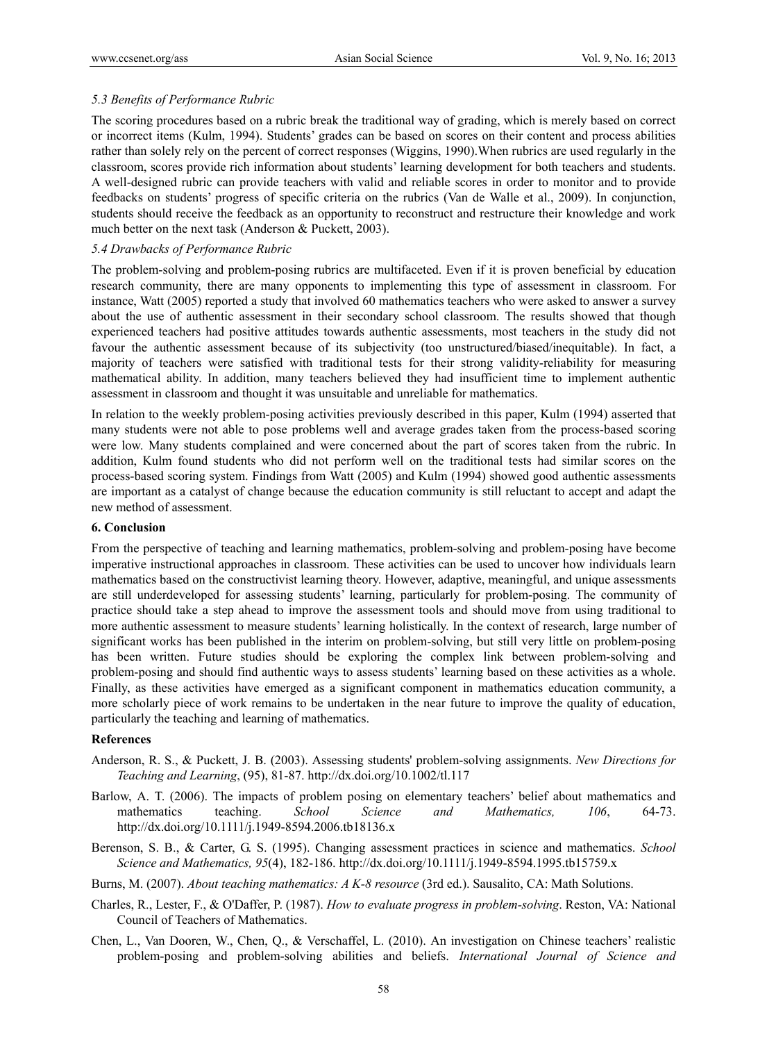### *5.3 Benefits of Performance Rubric*

The scoring procedures based on a rubric break the traditional way of grading, which is merely based on correct or incorrect items (Kulm, 1994). Students' grades can be based on scores on their content and process abilities rather than solely rely on the percent of correct responses (Wiggins, 1990).When rubrics are used regularly in the classroom, scores provide rich information about students' learning development for both teachers and students. A well-designed rubric can provide teachers with valid and reliable scores in order to monitor and to provide feedbacks on students' progress of specific criteria on the rubrics (Van de Walle et al., 2009). In conjunction, students should receive the feedback as an opportunity to reconstruct and restructure their knowledge and work much better on the next task (Anderson & Puckett, 2003).

### *5.4 Drawbacks of Performance Rubric*

The problem-solving and problem-posing rubrics are multifaceted. Even if it is proven beneficial by education research community, there are many opponents to implementing this type of assessment in classroom. For instance, Watt (2005) reported a study that involved 60 mathematics teachers who were asked to answer a survey about the use of authentic assessment in their secondary school classroom. The results showed that though experienced teachers had positive attitudes towards authentic assessments, most teachers in the study did not favour the authentic assessment because of its subjectivity (too unstructured/biased/inequitable). In fact, a majority of teachers were satisfied with traditional tests for their strong validity-reliability for measuring mathematical ability. In addition, many teachers believed they had insufficient time to implement authentic assessment in classroom and thought it was unsuitable and unreliable for mathematics.

In relation to the weekly problem-posing activities previously described in this paper, Kulm (1994) asserted that many students were not able to pose problems well and average grades taken from the process-based scoring were low. Many students complained and were concerned about the part of scores taken from the rubric. In addition, Kulm found students who did not perform well on the traditional tests had similar scores on the process-based scoring system. Findings from Watt (2005) and Kulm (1994) showed good authentic assessments are important as a catalyst of change because the education community is still reluctant to accept and adapt the new method of assessment.

## 6. Conclusion

From the perspective of teaching and learning mathematics, problem-solving and problem-posing have become imperative instructional approaches in classroom. These activities can be used to uncover how individuals learn mathematics based on the constructivist learning theory. However, adaptive, meaningful, and unique assessments are still underdeveloped for assessing students' learning, particularly for problem-posing. The community of practice should take a step ahead to improve the assessment tools and should move from using traditional to more authentic assessment to measure students' learning holistically. In the context of research, large number of significant works has been published in the interim on problem-solving, but still very little on problem-posing has been written. Future studies should be exploring the complex link between problem-solving and problem-posing and should find authentic ways to assess students' learning based on these activities as a whole. Finally, as these activities have emerged as a significant component in mathematics education community, a more scholarly piece of work remains to be undertaken in the near future to improve the quality of education, particularly the teaching and learning of mathematics.

## References

Anderson, R. S., & Puckett, J. B. (2003). Assessing students' problem-solving assignments. *New Directions for Teaching and Learning*, (95), 81-87. http://dx.doi.org/10.1002/tl.117

Barlow, A. T. (2006). The impacts of problem posing on elementary teachers' belief about mathematics and mathematics teaching. *School Science and Mathematics, 106*, 64-73. http://dx.doi.org/10.1111/j.1949-8594.2006.tb18136.x

Berenson, S. B., & Carter, G. S. (1995). Changing assessment practices in science and mathematics. *School Science and Mathematics, 95*(4), 182-186. http://dx.doi.org/10.1111/j.1949-8594.1995.tb15759.x

Burns, M. (2007). *About teaching mathematics: A K-8 resource* (3rd ed.). Sausalito, CA: Math Solutions.

Charles, R., Lester, F., & O'Daffer, P. (1987). *How to evaluate progress in problem-solving*. Reston, VA: National Council of Teachers of Mathematics.

Chen, L., Van Dooren, W., Chen, Q., & Verschaffel, L. (2010). An investigation on Chinese teachers' realistic problem-posing and problem-solving abilities and beliefs. *International Journal of Science and*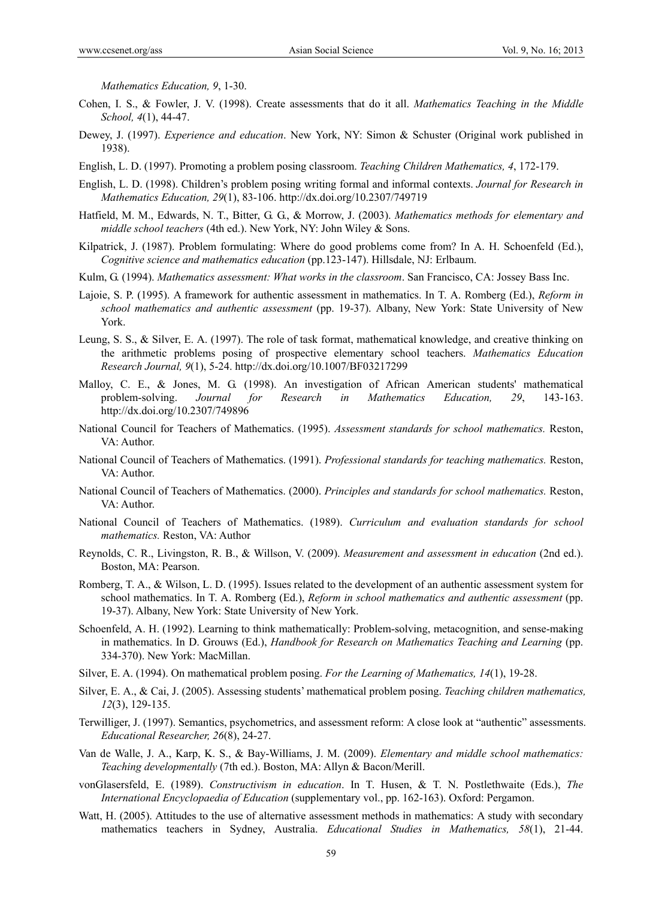*Mathematics Education, 9*, 1-30.

Cohen, I. S., & Fowler, J. V. (1998). Create assessments that do it all. *Mathematics Teaching in the Middle School, 4*(1), 44-47.

Dewey, J. (1997). *Experience and education*. New York, NY: Simon & Schuster (Original work published in 1938).

English, L. D. (1997). Promoting a problem posing classroom. *Teaching Children Mathematics, 4*, 172-179.

English, L. D. (1998). Children's problem posing writing formal and informal contexts. *Journal for Research in Mathematics Education, 29*(1), 83-106. http://dx.doi.org/10.2307/749719

Hatfield, M. M., Edwards, N. T., Bitter, G. G., & Morrow, J. (2003). *Mathematics methods for elementary and middle school teachers* (4th ed.). New York, NY: John Wiley & Sons.

Kilpatrick, J. (1987). Problem formulating: Where do good problems come from? In A. H. Schoenfeld (Ed.), *Cognitive science and mathematics education* (pp.123-147). Hillsdale, NJ: Erlbaum.

Kulm, G. (1994). *Mathematics assessment: What works in the classroom*. San Francisco, CA: Jossey Bass Inc.

Lajoie, S. P. (1995). A framework for authentic assessment in mathematics. In T. A. Romberg (Ed.), *Reform in school mathematics and authentic assessment* (pp. 19-37). Albany, New York: State University of New York.

Leung, S. S., & Silver, E. A. (1997). The role of task format, mathematical knowledge, and creative thinking on the arithmetic problems posing of prospective elementary school teachers. *Mathematics Education Research Journal, 9*(1), 5-24. http://dx.doi.org/10.1007/BF03217299

Malloy, C. E., & Jones, M. G. (1998). An investigation of African American students' mathematical problem-solving. *Journal for Research in Mathematics Education, 29*, 143-163. http://dx.doi.org/10.2307/749896

National Council for Teachers of Mathematics. (1995). *Assessment standards for school mathematics.* Reston, VA: Author.

National Council of Teachers of Mathematics. (1991). *Professional standards for teaching mathematics.* Reston, VA: Author.

National Council of Teachers of Mathematics. (2000). *Principles and standards for school mathematics.* Reston, VA: Author.

National Council of Teachers of Mathematics. (1989). *Curriculum and evaluation standards for school mathematics.* Reston, VA: Author

Reynolds, C. R., Livingston, R. B., & Willson, V. (2009). *Measurement and assessment in education* (2nd ed.). Boston, MA: Pearson.

Romberg, T. A., & Wilson, L. D. (1995). Issues related to the development of an authentic assessment system for school mathematics. In T. A. Romberg (Ed.), *Reform in school mathematics and authentic assessment* (pp. 19-37). Albany, New York: State University of New York.

Schoenfeld, A. H. (1992). Learning to think mathematically: Problem-solving, metacognition, and sense-making in mathematics. In D. Grouws (Ed.), *Handbook for Research on Mathematics Teaching and Learning* (pp. 334-370). New York: MacMillan.

Silver, E. A. (1994). On mathematical problem posing. *For the Learning of Mathematics, 14*(1), 19-28.

Silver, E. A., & Cai, J. (2005). Assessing students' mathematical problem posing. *Teaching children mathematics, 12*(3), 129-135.

Terwilliger, J. (1997). Semantics, psychometrics, and assessment reform: A close look at "authentic" assessments. *Educational Researcher, 26*(8), 24-27.

Van de Walle, J. A., Karp, K. S., & Bay-Williams, J. M. (2009). *Elementary and middle school mathematics: Teaching developmentally* (7th ed.). Boston, MA: Allyn & Bacon/Merill.

vonGlasersfeld, E. (1989). *Constructivism in education*. In T. Husen, & T. N. Postlethwaite (Eds.), *The International Encyclopaedia of Education* (supplementary vol., pp. 162-163). Oxford: Pergamon.

Watt, H. (2005). Attitudes to the use of alternative assessment methods in mathematics: A study with secondary mathematics teachers in Sydney, Australia. *Educational Studies in Mathematics, 58*(1), 21-44.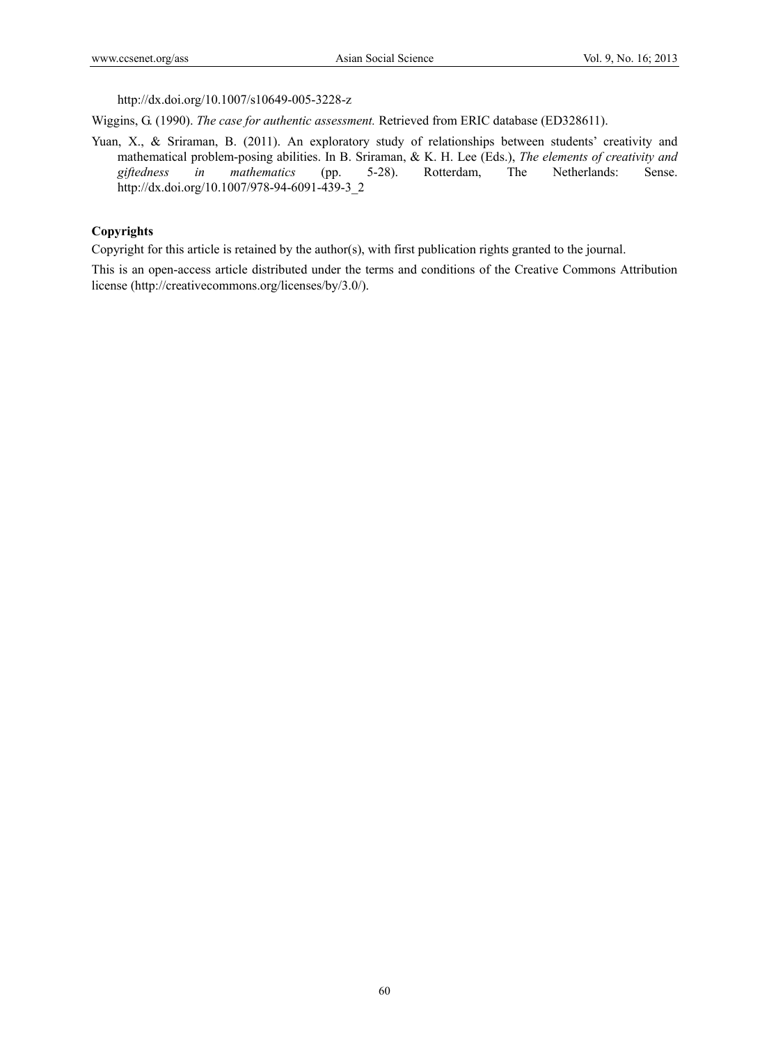http://dx.doi.org/10.1007/s10649-005-3228-z

Wiggins, G. (1990). *The case for authentic assessment.* Retrieved from ERIC database (ED328611).

Yuan, X., & Sriraman, B. (2011). An exploratory study of relationships between students' creativity and mathematical problem-posing abilities. In B. Sriraman, & K. H. Lee (Eds.), *The elements of creativity and giftedness in mathematics* (pp. 5-28). Rotterdam, The Netherlands: Sense. http://dx.doi.org/10.1007/978-94-6091-439-3_2

**Copyrights**

Copyright for this article is retained by the author(s), with first publication rights granted to the journal.

This is an open-access article distributed under the terms and conditions of the Creative Commons Attribution license (http://creativecommons.org/licenses/by/3.0/).